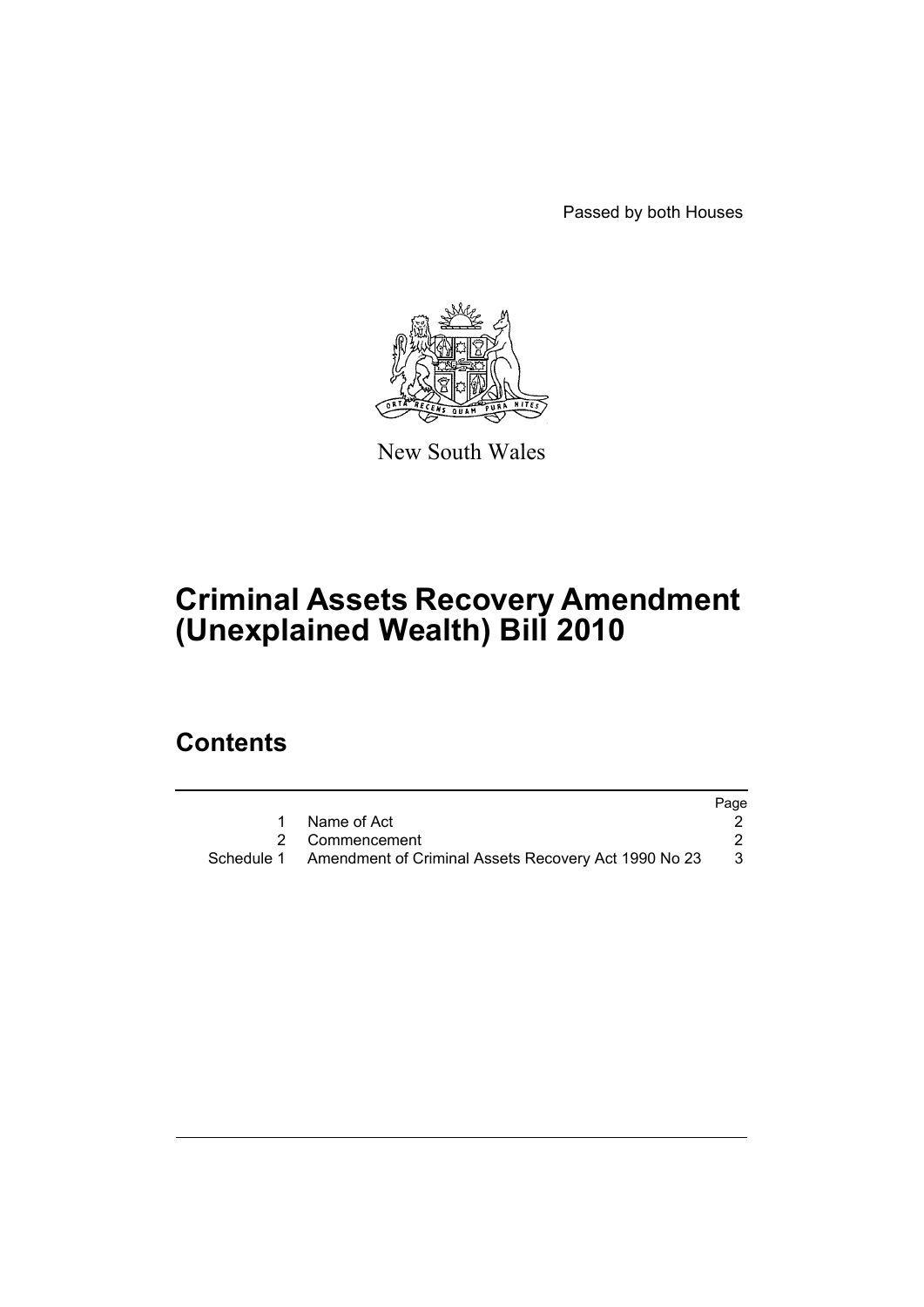Passed by both Houses

New South Wales

# Criminal Assets Recovery Amendment (Unexplained Wealth) Bill 2010

## Contents

| | | Page |
|---|---|---|
| 1 | Name of Act | 2 |
| 2 | Commencement | 2 |
| Schedule 1 | Amendment of Criminal Assets Recovery Act 1990 No 23 | 3 |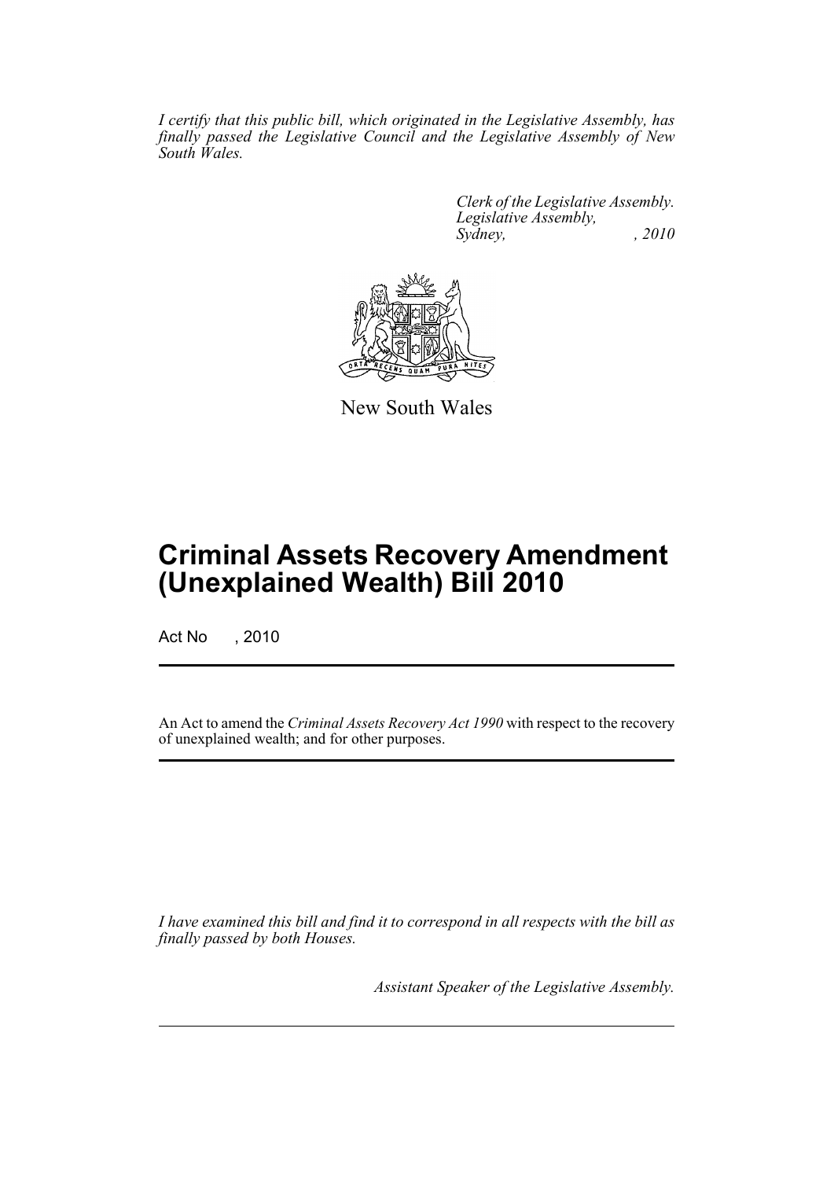*I certify that this public bill, which originated in the Legislative Assembly, has finally passed the Legislative Council and the Legislative Assembly of New South Wales.*

*Clerk of the Legislative Assembly.*
*Legislative Assembly,*
*Sydney, , 2010*

New South Wales

# Criminal Assets Recovery Amendment (Unexplained Wealth) Bill 2010

Act No , 2010

An Act to amend the *Criminal Assets Recovery Act 1990* with respect to the recovery of unexplained wealth; and for other purposes.

*I have examined this bill and find it to correspond in all respects with the bill as finally passed by both Houses.*

*Assistant Speaker of the Legislative Assembly.*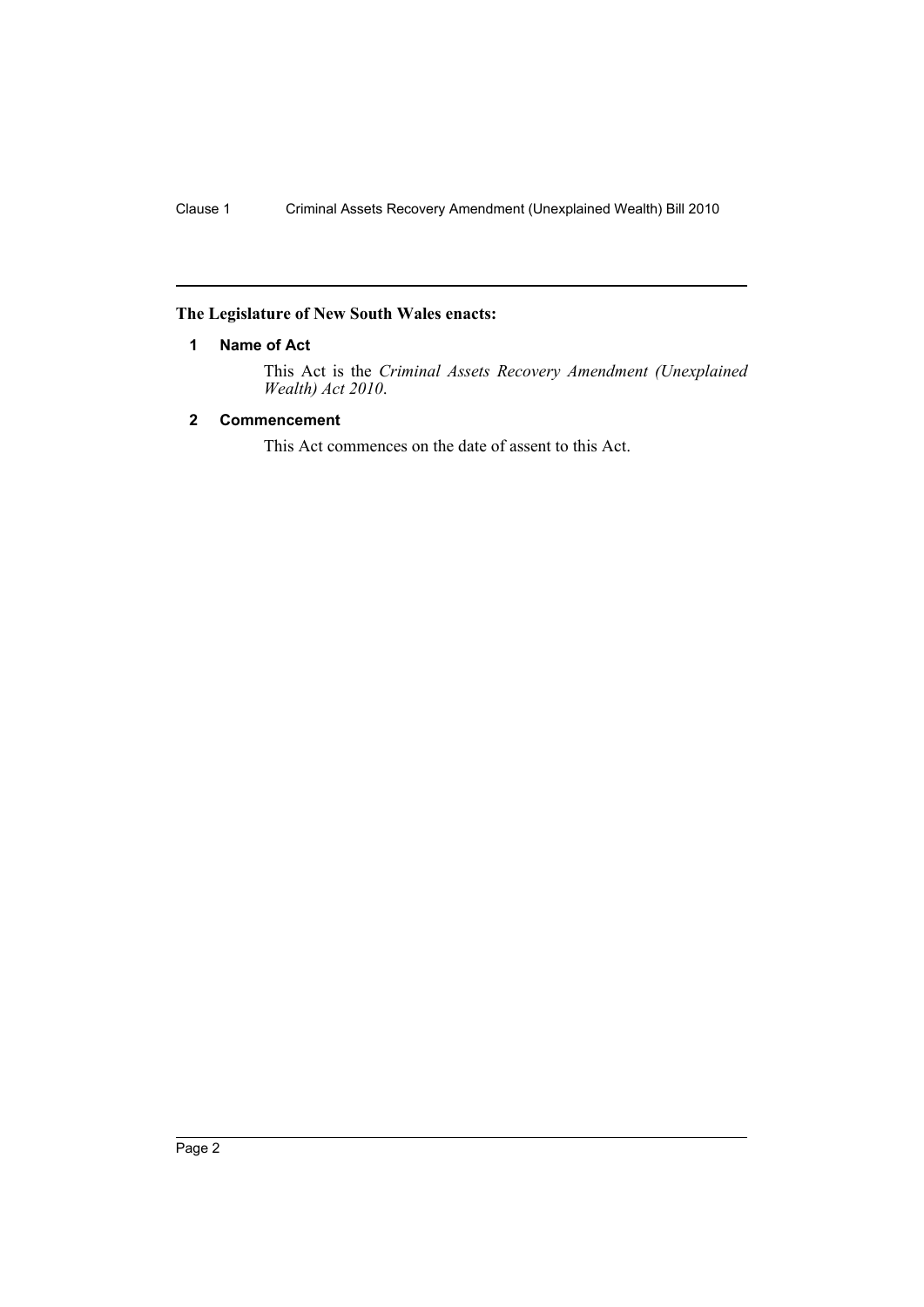**The Legislature of New South Wales enacts:**

## 1 Name of Act

This Act is the *Criminal Assets Recovery Amendment (Unexplained Wealth) Act 2010*.

## 2 Commencement

This Act commences on the date of assent to this Act.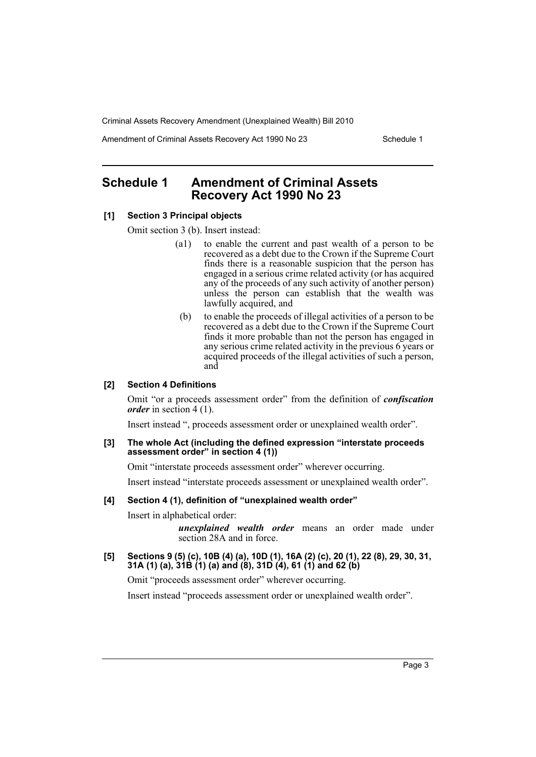## Schedule 1 Amendment of Criminal Assets Recovery Act 1990 No 23

**[1] Section 3 Principal objects**

Omit section 3 (b). Insert instead:

- (a1) to enable the current and past wealth of a person to be recovered as a debt due to the Crown if the Supreme Court finds there is a reasonable suspicion that the person has engaged in a serious crime related activity (or has acquired any of the proceeds of any such activity of another person) unless the person can establish that the wealth was lawfully acquired, and
- (b) to enable the proceeds of illegal activities of a person to be recovered as a debt due to the Crown if the Supreme Court finds it more probable than not the person has engaged in any serious crime related activity in the previous 6 years or acquired proceeds of the illegal activities of such a person, and

**[2] Section 4 Definitions**

Omit "or a proceeds assessment order" from the definition of ***confiscation order*** in section 4 (1).

Insert instead ", proceeds assessment order or unexplained wealth order".

**[3] The whole Act (including the defined expression "interstate proceeds assessment order" in section 4 (1))**

Omit "interstate proceeds assessment order" wherever occurring.

Insert instead "interstate proceeds assessment or unexplained wealth order".

**[4] Section 4 (1), definition of "unexplained wealth order"**

Insert in alphabetical order:

> ***unexplained wealth order*** means an order made under section 28A and in force.

**[5] Sections 9 (5) (c), 10B (4) (a), 10D (1), 16A (2) (c), 20 (1), 22 (8), 29, 30, 31, 31A (1) (a), 31B (1) (a) and (8), 31D (4), 61 (1) and 62 (b)**

Omit "proceeds assessment order" wherever occurring.

Insert instead "proceeds assessment order or unexplained wealth order".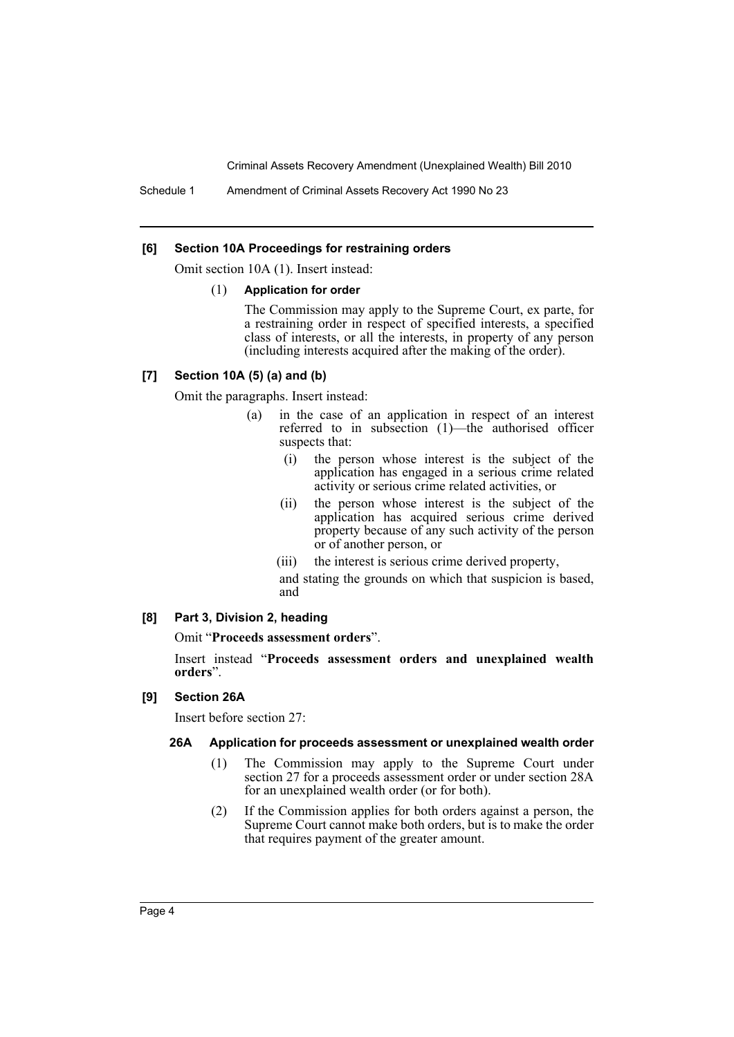### [6] Section 10A Proceedings for restraining orders

Omit section 10A (1). Insert instead:

(1) **Application for order**

The Commission may apply to the Supreme Court, ex parte, for a restraining order in respect of specified interests, a specified class of interests, or all the interests, in property of any person (including interests acquired after the making of the order).

### [7] Section 10A (5) (a) and (b)

Omit the paragraphs. Insert instead:

(a) in the case of an application in respect of an interest referred to in subsection (1)—the authorised officer suspects that:

  (i) the person whose interest is the subject of the application has engaged in a serious crime related activity or serious crime related activities, or

  (ii) the person whose interest is the subject of the application has acquired serious crime derived property because of any such activity of the person or of another person, or

  (iii) the interest is serious crime derived property,

and stating the grounds on which that suspicion is based, and

### [8] Part 3, Division 2, heading

Omit "**Proceeds assessment orders**".

Insert instead "**Proceeds assessment orders and unexplained wealth orders**".

### [9] Section 26A

Insert before section 27:

#### 26A Application for proceeds assessment or unexplained wealth order

(1) The Commission may apply to the Supreme Court under section 27 for a proceeds assessment order or under section 28A for an unexplained wealth order (or for both).

(2) If the Commission applies for both orders against a person, the Supreme Court cannot make both orders, but is to make the order that requires payment of the greater amount.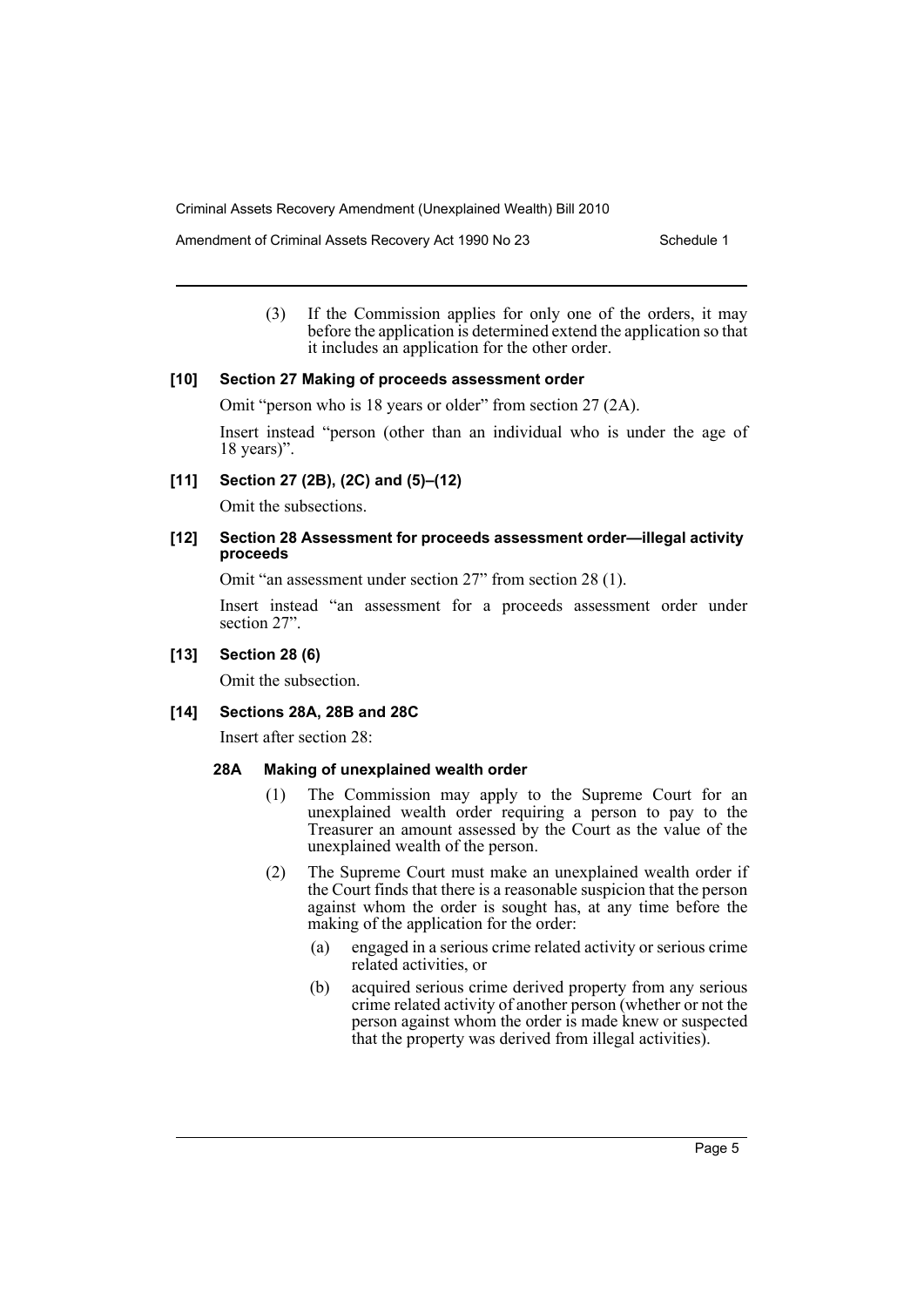(3) If the Commission applies for only one of the orders, it may before the application is determined extend the application so that it includes an application for the other order.

### [10] Section 27 Making of proceeds assessment order

Omit "person who is 18 years or older" from section 27 (2A).

Insert instead "person (other than an individual who is under the age of 18 years)".

### [11] Section 27 (2B), (2C) and (5)–(12)

Omit the subsections.

### [12] Section 28 Assessment for proceeds assessment order—illegal activity proceeds

Omit "an assessment under section 27" from section 28 (1).

Insert instead "an assessment for a proceeds assessment order under section 27".

### [13] Section 28 (6)

Omit the subsection.

### [14] Sections 28A, 28B and 28C

Insert after section 28:

#### 28A Making of unexplained wealth order

(1) The Commission may apply to the Supreme Court for an unexplained wealth order requiring a person to pay to the Treasurer an amount assessed by the Court as the value of the unexplained wealth of the person.

(2) The Supreme Court must make an unexplained wealth order if the Court finds that there is a reasonable suspicion that the person against whom the order is sought has, at any time before the making of the application for the order:

(a) engaged in a serious crime related activity or serious crime related activities, or

(b) acquired serious crime derived property from any serious crime related activity of another person (whether or not the person against whom the order is made knew or suspected that the property was derived from illegal activities).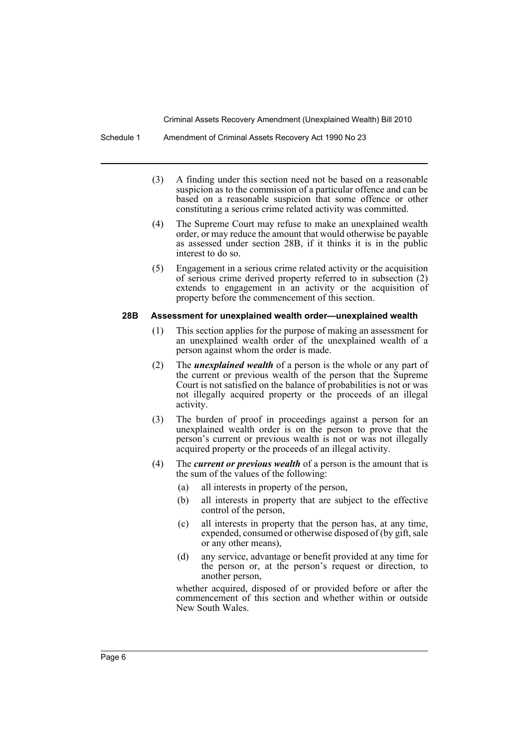(3) A finding under this section need not be based on a reasonable suspicion as to the commission of a particular offence and can be based on a reasonable suspicion that some offence or other constituting a serious crime related activity was committed.

(4) The Supreme Court may refuse to make an unexplained wealth order, or may reduce the amount that would otherwise be payable as assessed under section 28B, if it thinks it is in the public interest to do so.

(5) Engagement in a serious crime related activity or the acquisition of serious crime derived property referred to in subsection (2) extends to engagement in an activity or the acquisition of property before the commencement of this section.

**28B Assessment for unexplained wealth order—unexplained wealth**

(1) This section applies for the purpose of making an assessment for an unexplained wealth order of the unexplained wealth of a person against whom the order is made.

(2) The ***unexplained wealth*** of a person is the whole or any part of the current or previous wealth of the person that the Supreme Court is not satisfied on the balance of probabilities is not or was not illegally acquired property or the proceeds of an illegal activity.

(3) The burden of proof in proceedings against a person for an unexplained wealth order is on the person to prove that the person's current or previous wealth is not or was not illegally acquired property or the proceeds of an illegal activity.

(4) The ***current or previous wealth*** of a person is the amount that is the sum of the values of the following:

(a) all interests in property of the person,

(b) all interests in property that are subject to the effective control of the person,

(c) all interests in property that the person has, at any time, expended, consumed or otherwise disposed of (by gift, sale or any other means),

(d) any service, advantage or benefit provided at any time for the person or, at the person's request or direction, to another person,

whether acquired, disposed of or provided before or after the commencement of this section and whether within or outside New South Wales.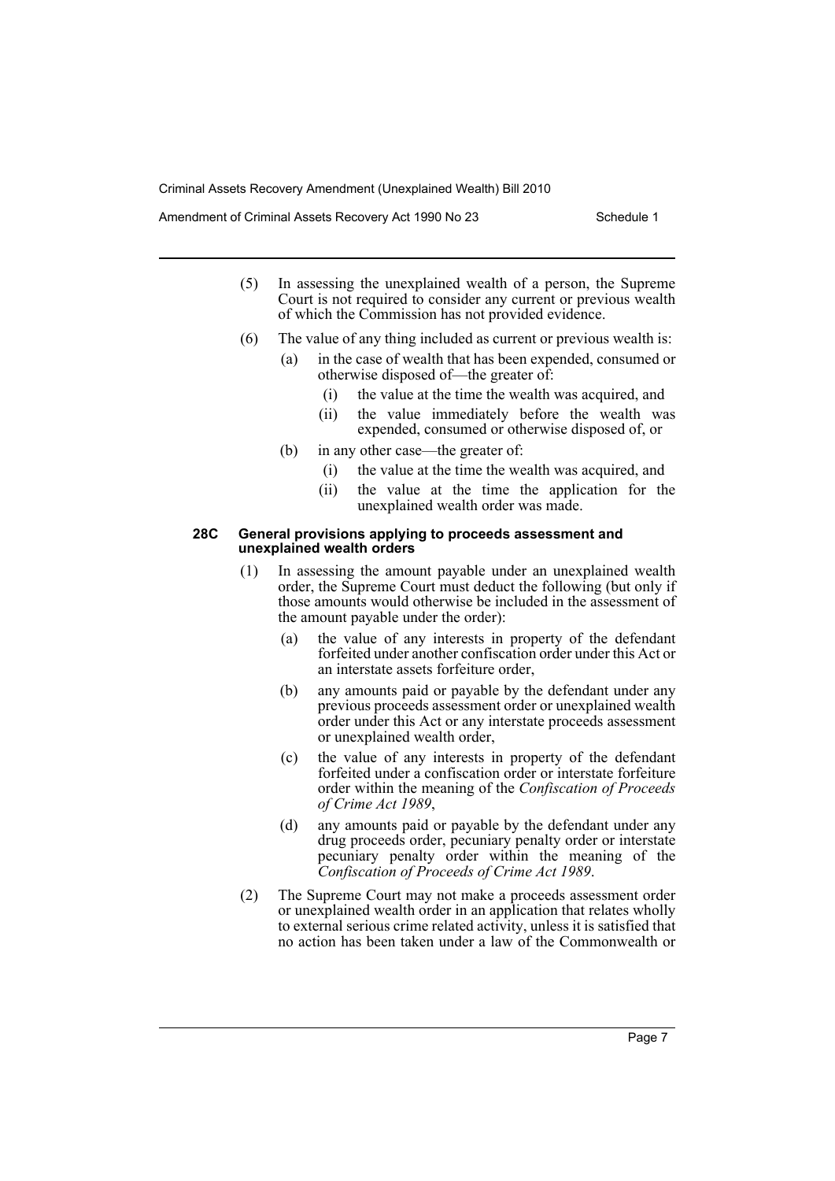(5) In assessing the unexplained wealth of a person, the Supreme Court is not required to consider any current or previous wealth of which the Commission has not provided evidence.

(6) The value of any thing included as current or previous wealth is:

- (a) in the case of wealth that has been expended, consumed or otherwise disposed of—the greater of:
  - (i) the value at the time the wealth was acquired, and
  - (ii) the value immediately before the wealth was expended, consumed or otherwise disposed of, or
- (b) in any other case—the greater of:
  - (i) the value at the time the wealth was acquired, and
  - (ii) the value at the time the application for the unexplained wealth order was made.

**28C General provisions applying to proceeds assessment and unexplained wealth orders**

(1) In assessing the amount payable under an unexplained wealth order, the Supreme Court must deduct the following (but only if those amounts would otherwise be included in the assessment of the amount payable under the order):

- (a) the value of any interests in property of the defendant forfeited under another confiscation order under this Act or an interstate assets forfeiture order,
- (b) any amounts paid or payable by the defendant under any previous proceeds assessment order or unexplained wealth order under this Act or any interstate proceeds assessment or unexplained wealth order,
- (c) the value of any interests in property of the defendant forfeited under a confiscation order or interstate forfeiture order within the meaning of the *Confiscation of Proceeds of Crime Act 1989*,
- (d) any amounts paid or payable by the defendant under any drug proceeds order, pecuniary penalty order or interstate pecuniary penalty order within the meaning of the *Confiscation of Proceeds of Crime Act 1989*.

(2) The Supreme Court may not make a proceeds assessment order or unexplained wealth order in an application that relates wholly to external serious crime related activity, unless it is satisfied that no action has been taken under a law of the Commonwealth or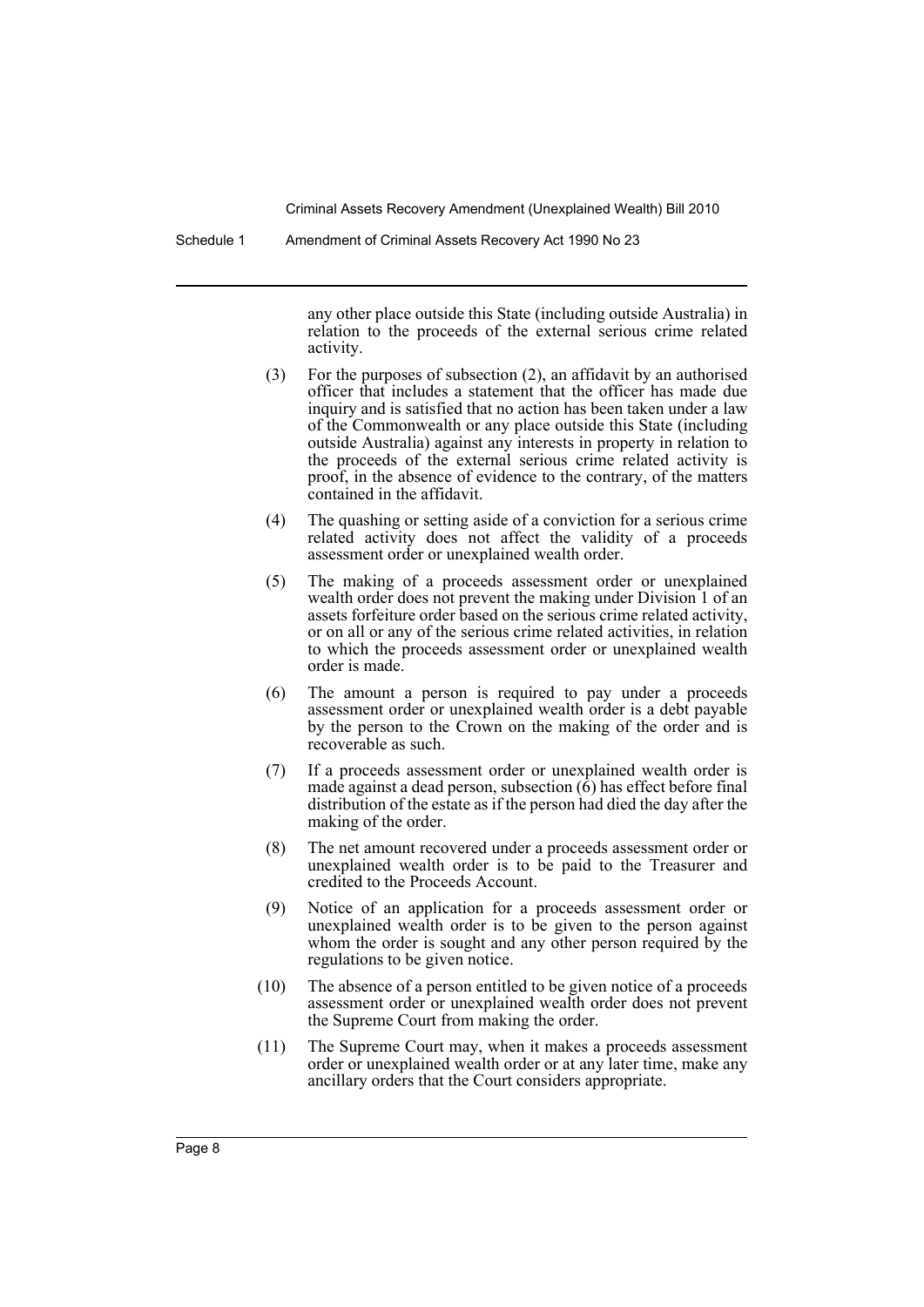any other place outside this State (including outside Australia) in relation to the proceeds of the external serious crime related activity.

(3) For the purposes of subsection (2), an affidavit by an authorised officer that includes a statement that the officer has made due inquiry and is satisfied that no action has been taken under a law of the Commonwealth or any place outside this State (including outside Australia) against any interests in property in relation to the proceeds of the external serious crime related activity is proof, in the absence of evidence to the contrary, of the matters contained in the affidavit.

(4) The quashing or setting aside of a conviction for a serious crime related activity does not affect the validity of a proceeds assessment order or unexplained wealth order.

(5) The making of a proceeds assessment order or unexplained wealth order does not prevent the making under Division 1 of an assets forfeiture order based on the serious crime related activity, or on all or any of the serious crime related activities, in relation to which the proceeds assessment order or unexplained wealth order is made.

(6) The amount a person is required to pay under a proceeds assessment order or unexplained wealth order is a debt payable by the person to the Crown on the making of the order and is recoverable as such.

(7) If a proceeds assessment order or unexplained wealth order is made against a dead person, subsection (6) has effect before final distribution of the estate as if the person had died the day after the making of the order.

(8) The net amount recovered under a proceeds assessment order or unexplained wealth order is to be paid to the Treasurer and credited to the Proceeds Account.

(9) Notice of an application for a proceeds assessment order or unexplained wealth order is to be given to the person against whom the order is sought and any other person required by the regulations to be given notice.

(10) The absence of a person entitled to be given notice of a proceeds assessment order or unexplained wealth order does not prevent the Supreme Court from making the order.

(11) The Supreme Court may, when it makes a proceeds assessment order or unexplained wealth order or at any later time, make any ancillary orders that the Court considers appropriate.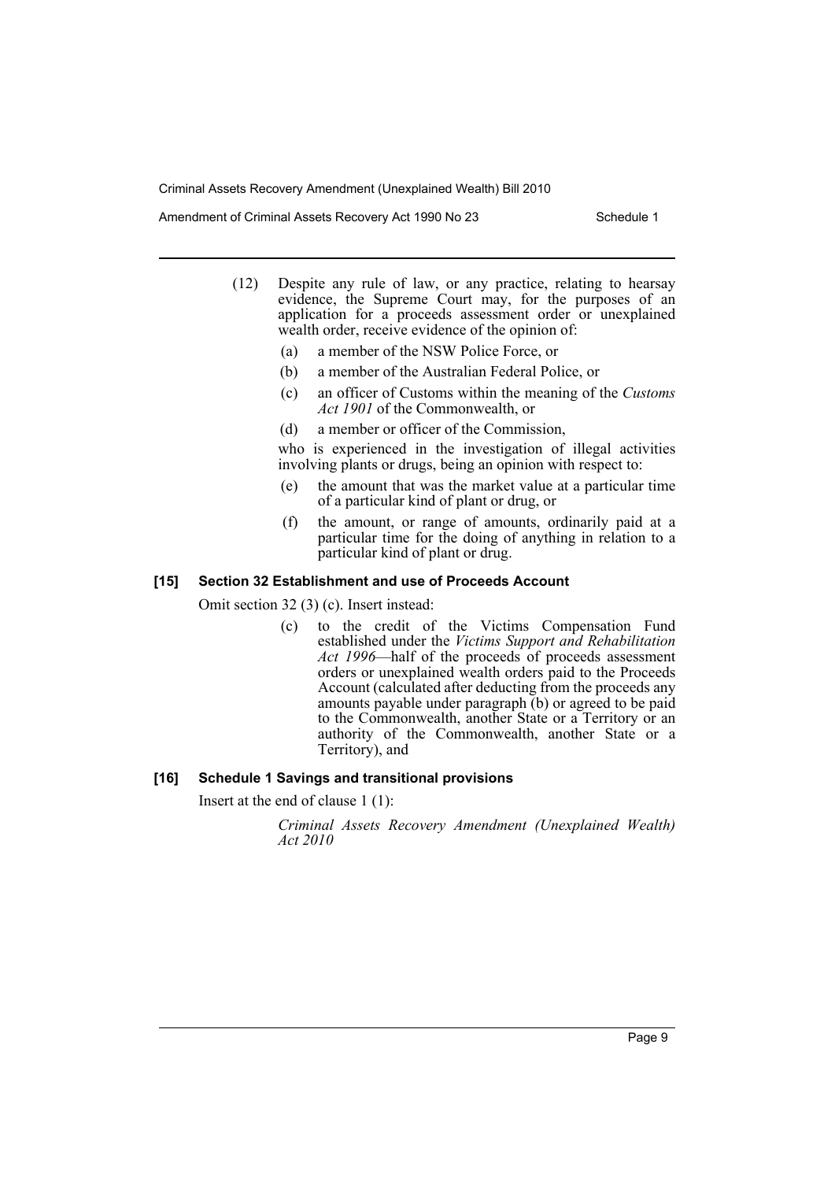(12) Despite any rule of law, or any practice, relating to hearsay evidence, the Supreme Court may, for the purposes of an application for a proceeds assessment order or unexplained wealth order, receive evidence of the opinion of:

- (a) a member of the NSW Police Force, or
- (b) a member of the Australian Federal Police, or
- (c) an officer of Customs within the meaning of the *Customs Act 1901* of the Commonwealth, or
- (d) a member or officer of the Commission,

who is experienced in the investigation of illegal activities involving plants or drugs, being an opinion with respect to:

- (e) the amount that was the market value at a particular time of a particular kind of plant or drug, or
- (f) the amount, or range of amounts, ordinarily paid at a particular time for the doing of anything in relation to a particular kind of plant or drug.

### [15] Section 32 Establishment and use of Proceeds Account

Omit section 32 (3) (c). Insert instead:

(c) to the credit of the Victims Compensation Fund established under the *Victims Support and Rehabilitation Act 1996*—half of the proceeds of proceeds assessment orders or unexplained wealth orders paid to the Proceeds Account (calculated after deducting from the proceeds any amounts payable under paragraph (b) or agreed to be paid to the Commonwealth, another State or a Territory or an authority of the Commonwealth, another State or a Territory), and

### [16] Schedule 1 Savings and transitional provisions

Insert at the end of clause 1 (1):

*Criminal Assets Recovery Amendment (Unexplained Wealth) Act 2010*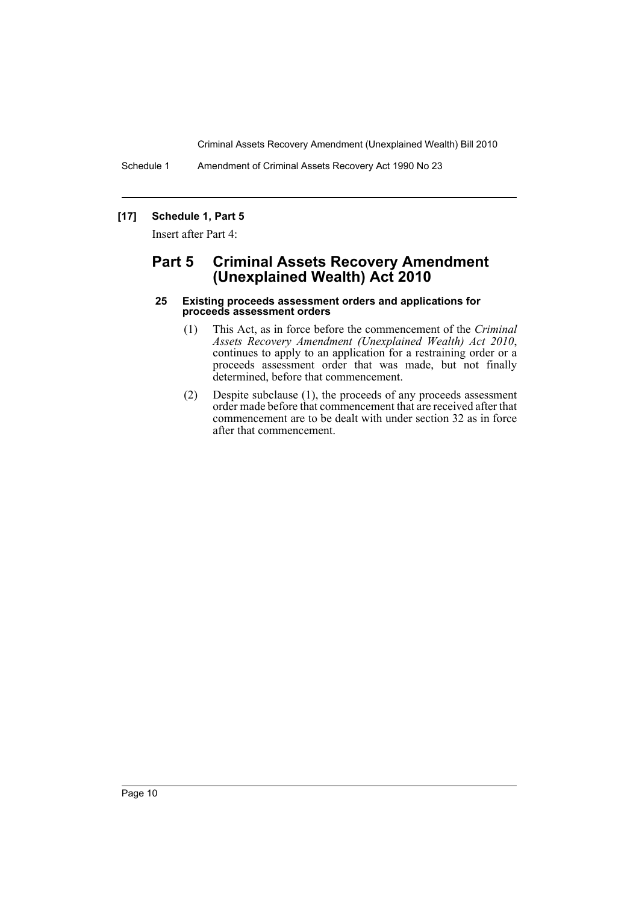### [17] Schedule 1, Part 5

Insert after Part 4:

## Part 5 Criminal Assets Recovery Amendment (Unexplained Wealth) Act 2010

#### 25 Existing proceeds assessment orders and applications for proceeds assessment orders

(1) This Act, as in force before the commencement of the *Criminal Assets Recovery Amendment (Unexplained Wealth) Act 2010*, continues to apply to an application for a restraining order or a proceeds assessment order that was made, but not finally determined, before that commencement.

(2) Despite subclause (1), the proceeds of any proceeds assessment order made before that commencement that are received after that commencement are to be dealt with under section 32 as in force after that commencement.